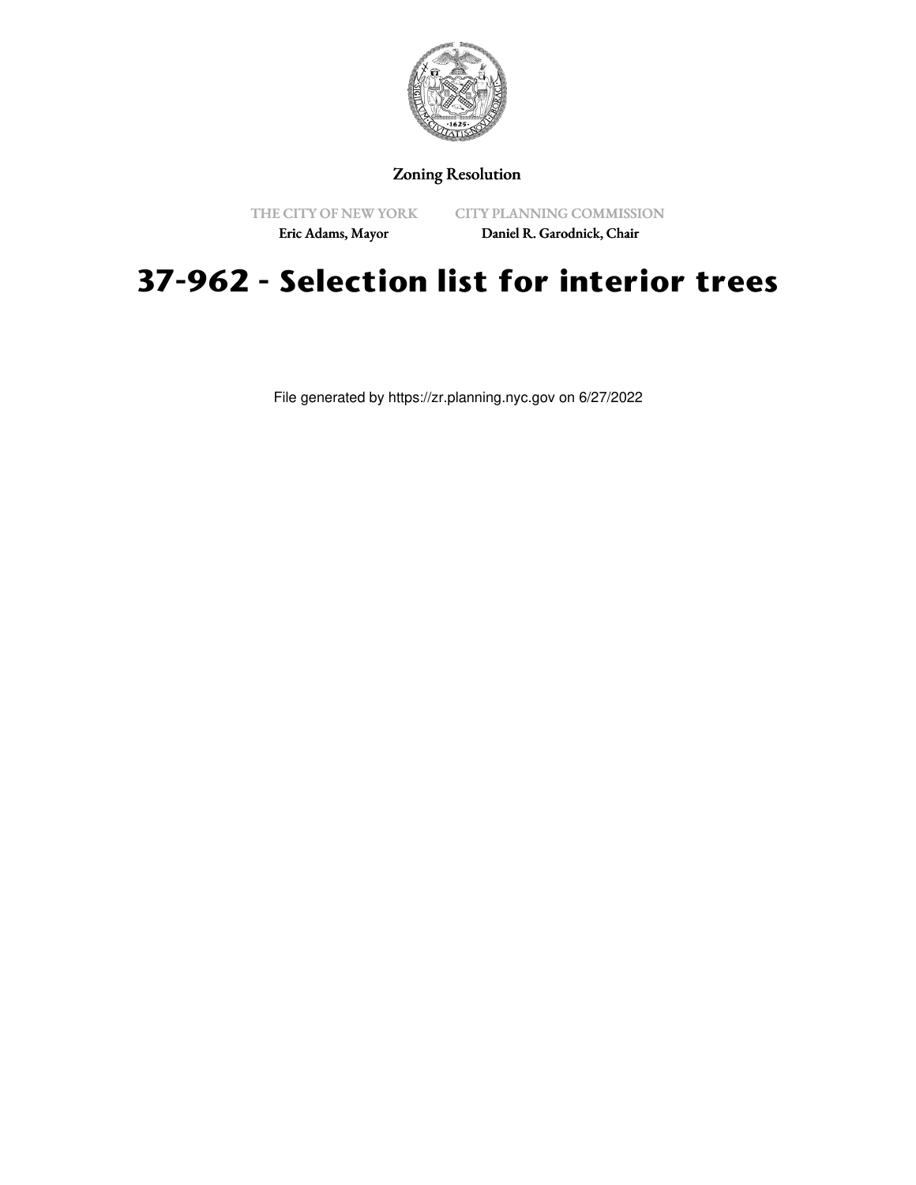Zoning Resolution

THE CITY OF NEW YORK

Eric Adams, Mayor

CITY PLANNING COMMISSION

Daniel R. Garodnick, Chair

# 37-962 - Selection list for interior trees

File generated by https://zr.planning.nyc.gov on 6/27/2022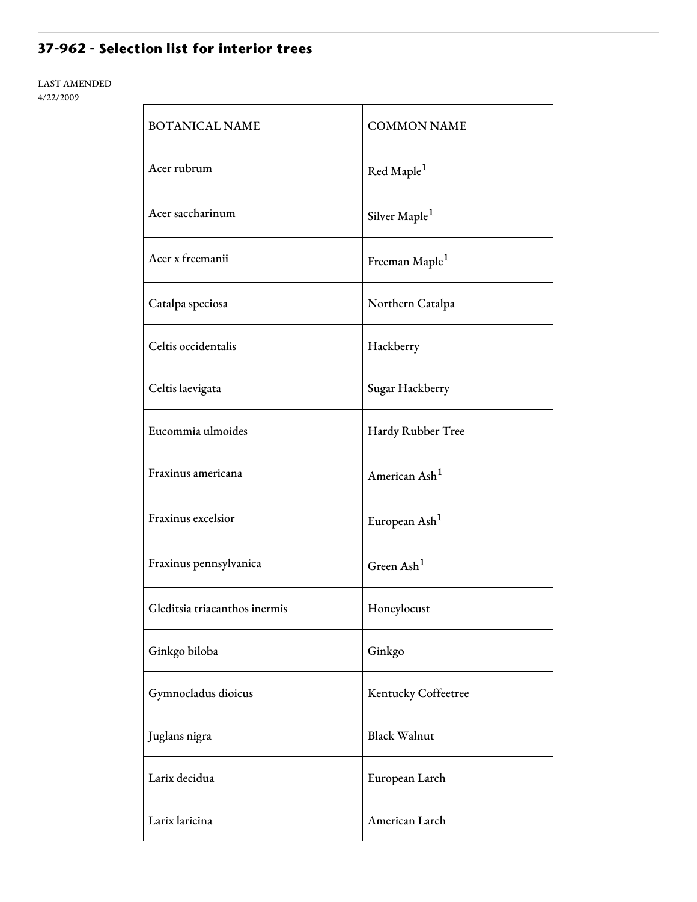## 37-962 - Selection list for interior trees

LAST AMENDED
4/22/2009

| BOTANICAL NAME | COMMON NAME |
| --- | --- |
| Acer rubrum | Red Maple[1] |
| Acer saccharinum | Silver Maple[1] |
| Acer x freemanii | Freeman Maple[1] |
| Catalpa speciosa | Northern Catalpa |
| Celtis occidentalis | Hackberry |
| Celtis laevigata | Sugar Hackberry |
| Eucommia ulmoides | Hardy Rubber Tree |
| Fraxinus americana | American Ash[1] |
| Fraxinus excelsior | European Ash[1] |
| Fraxinus pennsylvanica | Green Ash[1] |
| Gleditsia triacanthos inermis | Honeylocust |
| Ginkgo biloba | Ginkgo |
| Gymnocladus dioicus | Kentucky Coffeetree |
| Juglans nigra | Black Walnut |
| Larix decidua | European Larch |
| Larix laricina | American Larch |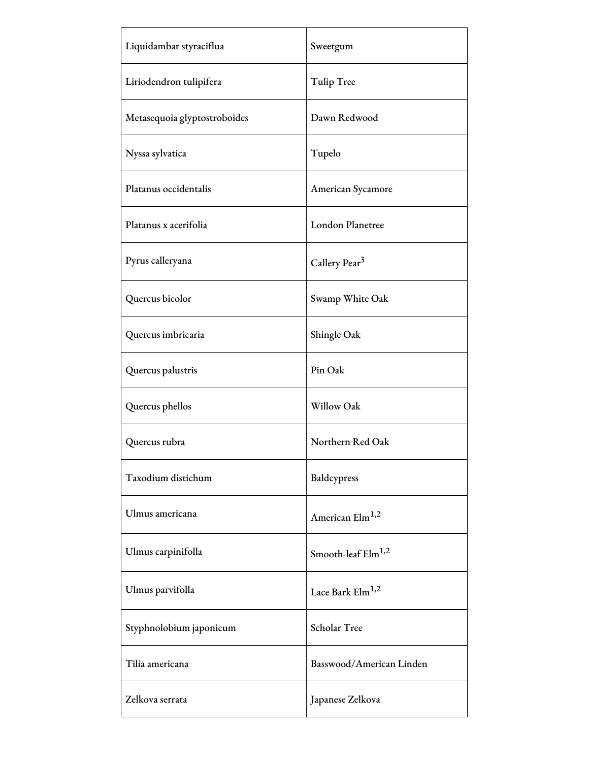| | |
|---|---|
| Liquidambar styraciflua | Sweetgum |
| Liriodendron tulipifera | Tulip Tree |
| Metasequoia glyptostroboides | Dawn Redwood |
| Nyssa sylvatica | Tupelo |
| Platanus occidentalis | American Sycamore |
| Platanus x acerifolia | London Planetree |
| Pyrus calleryana | Callery Pear[3] |
| Quercus bicolor | Swamp White Oak |
| Quercus imbricaria | Shingle Oak |
| Quercus palustris | Pin Oak |
| Quercus phellos | Willow Oak |
| Quercus rubra | Northern Red Oak |
| Taxodium distichum | Baldcypress |
| Ulmus americana | American Elm[1,2] |
| Ulmus carpinifolla | Smooth-leaf Elm[1,2] |
| Ulmus parvifolla | Lace Bark Elm[1,2] |
| Styphnolobium japonicum | Scholar Tree |
| Tilia americana | Basswood/American Linden |
| Zelkova serrata | Japanese Zelkova |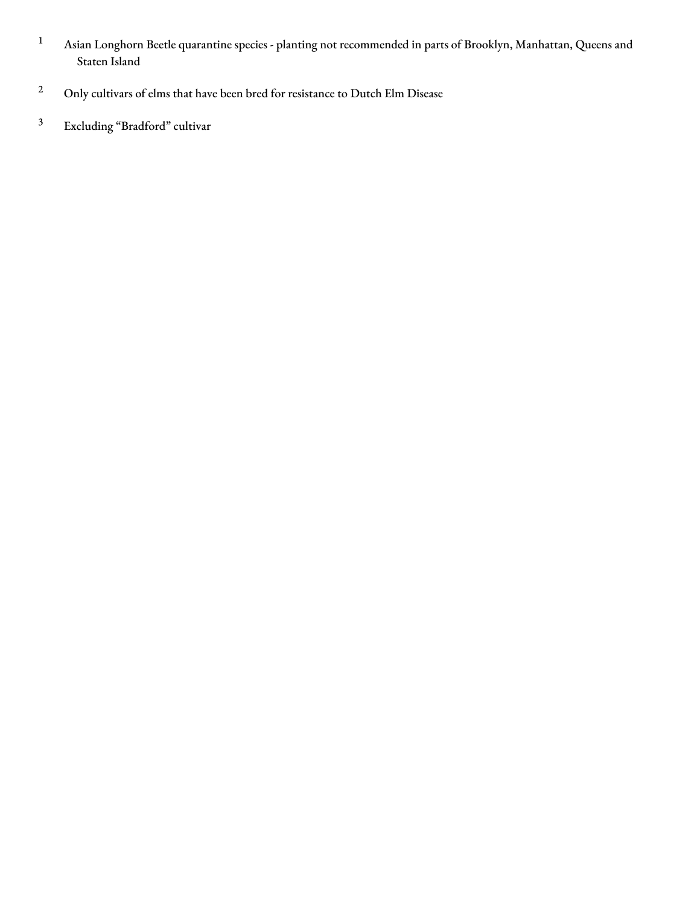[1] Asian Longhorn Beetle quarantine species - planting not recommended in parts of Brooklyn, Manhattan, Queens and Staten Island

[2] Only cultivars of elms that have been bred for resistance to Dutch Elm Disease

[3] Excluding "Bradford" cultivar